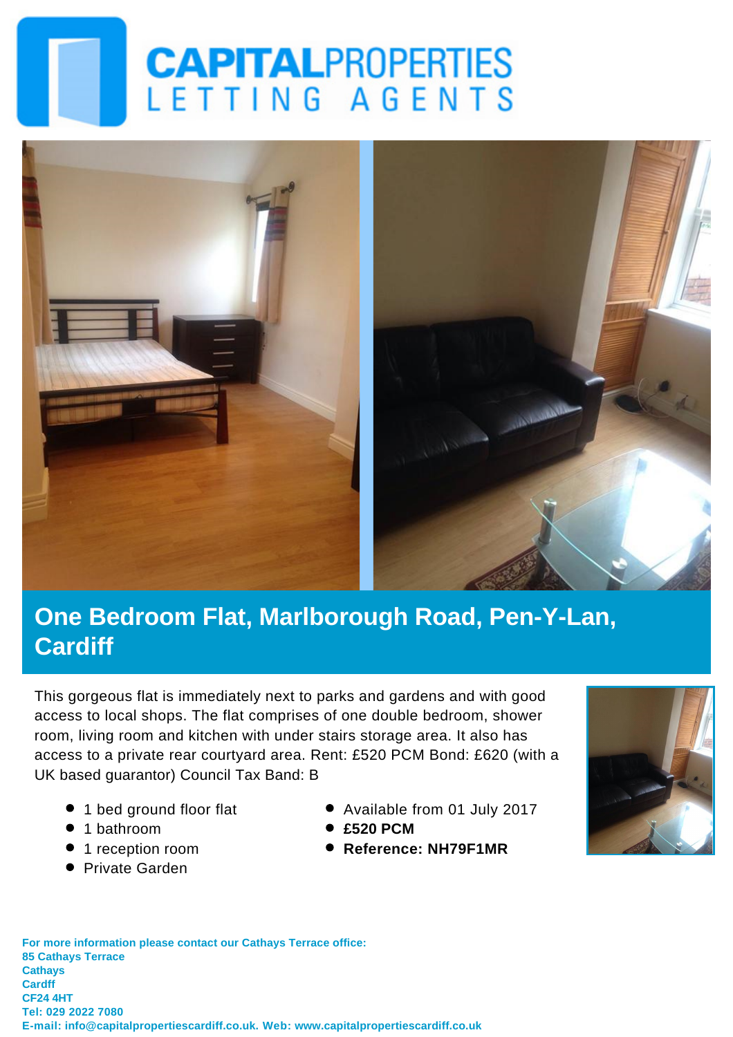# CAPITALPROPERTIES
LETTING AGENTS

## One Bedroom Flat, Marlborough Road, Pen-Y-Lan, Cardiff

This gorgeous flat is immediately next to parks and gardens and with good access to local shops. The flat comprises of one double bedroom, shower room, living room and kitchen with under stairs storage area. It also has access to a private rear courtyard area. Rent: £520 PCM Bond: £620 (with a UK based guarantor) Council Tax Band: B

- 1 bed ground floor flat
- 1 bathroom
- 1 reception room
- Private Garden
- Available from 01 July 2017
- **£520 PCM**
- **Reference: NH79F1MR**

**For more information please contact our Cathays Terrace office:**
**85 Cathays Terrace**
**Cathays**
**Cardff**
**CF24 4HT**
**Tel: 029 2022 7080**
**E-mail: info@capitalpropertiescardiff.co.uk. Web: www.capitalpropertiescardiff.co.uk**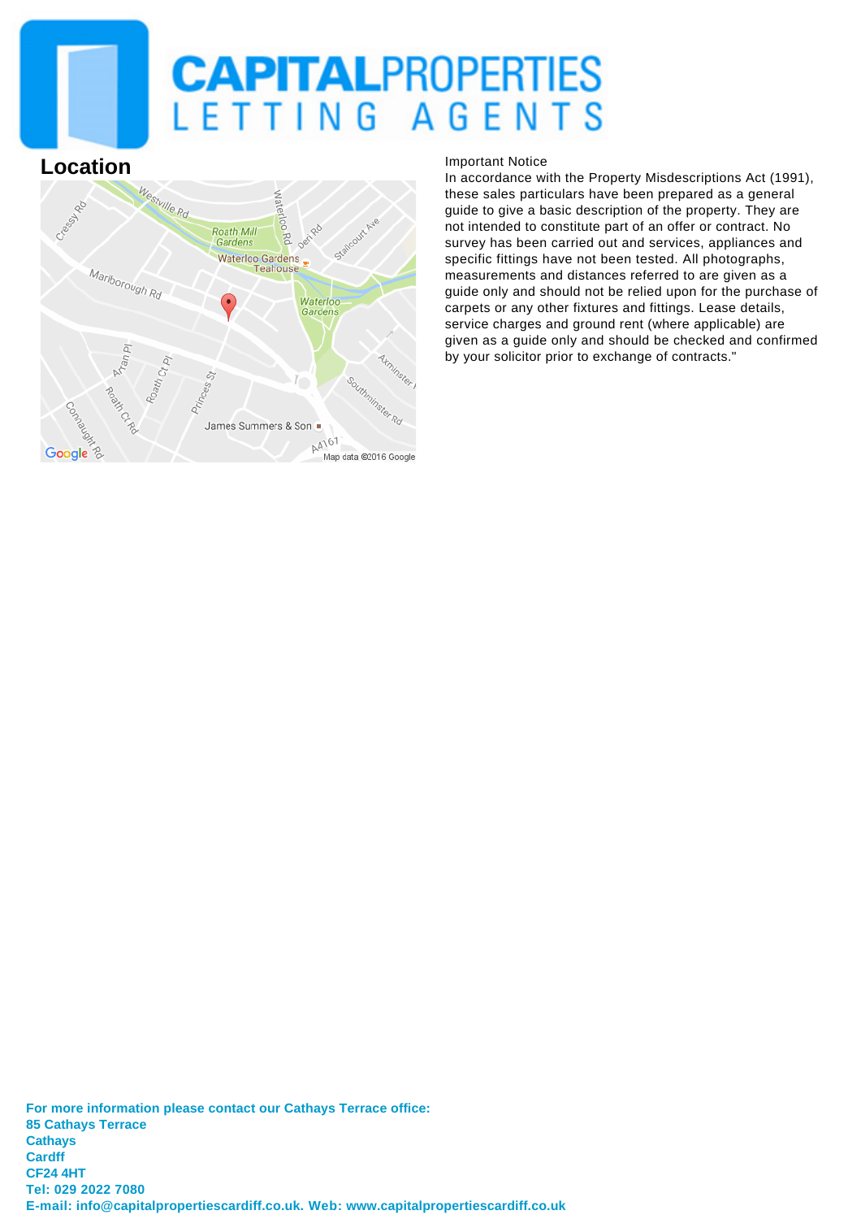# CAPITALPROPERTIES LETTING AGENTS

## Location

Important Notice

In accordance with the Property Misdescriptions Act (1991), these sales particulars have been prepared as a general guide to give a basic description of the property. They are not intended to constitute part of an offer or contract. No survey has been carried out and services, appliances and specific fittings have not been tested. All photographs, measurements and distances referred to are given as a guide only and should not be relied upon for the purchase of carpets or any other fixtures and fittings. Lease details, service charges and ground rent (where applicable) are given as a guide only and should be checked and confirmed by your solicitor prior to exchange of contracts."

**For more information please contact our Cathays Terrace office:**
**85 Cathays Terrace**
**Cathays**
**Cardff**
**CF24 4HT**
**Tel: 029 2022 7080**
**E-mail: info@capitalpropertiescardiff.co.uk. Web: www.capitalpropertiescardiff.co.uk**